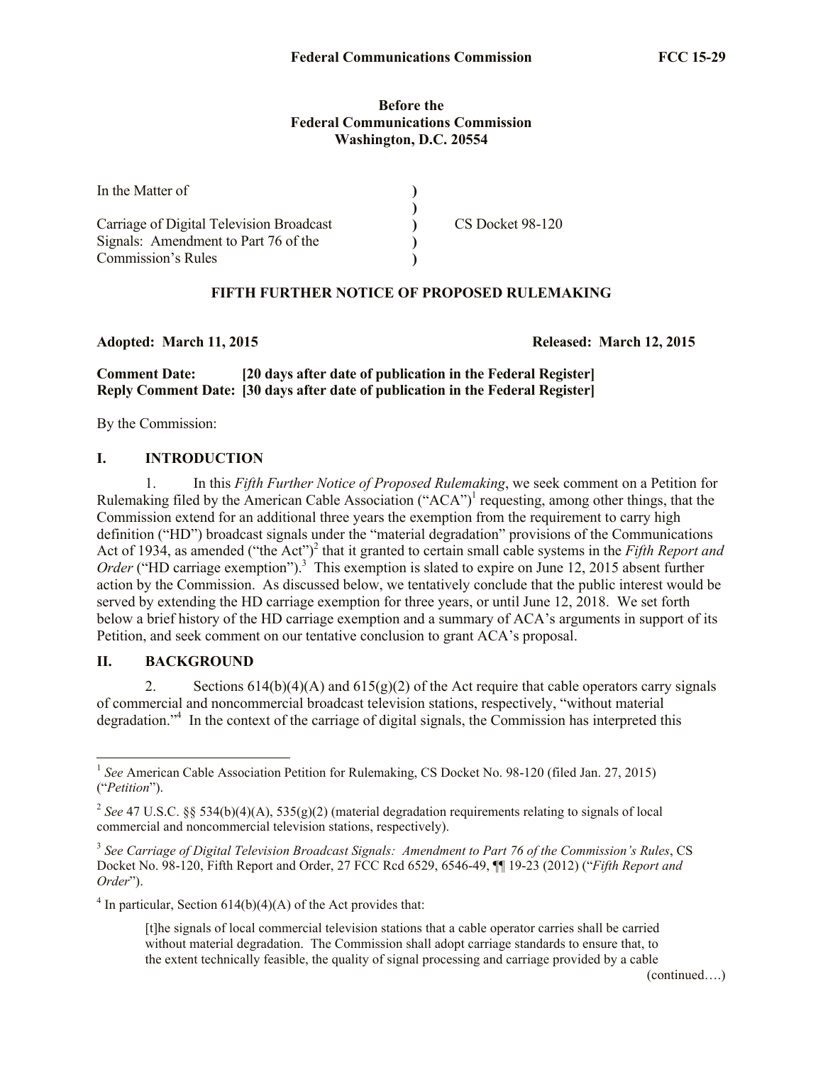**Before the**
**Federal Communications Commission**
**Washington, D.C. 20554**

| | | |
|---|---|---|
| In the Matter of | ) | |
| | ) | |
| Carriage of Digital Television Broadcast | ) | CS Docket 98-120 |
| Signals: Amendment to Part 76 of the | ) | |
| Commission's Rules | ) | |

**FIFTH FURTHER NOTICE OF PROPOSED RULEMAKING**

**Adopted: March 11, 2015** **Released: March 12, 2015**

**Comment Date: [20 days after date of publication in the Federal Register]**
**Reply Comment Date: [30 days after date of publication in the Federal Register]**

By the Commission:

## I. INTRODUCTION

1. In this *Fifth Further Notice of Proposed Rulemaking*, we seek comment on a Petition for Rulemaking filed by the American Cable Association ("ACA")[1] requesting, among other things, that the Commission extend for an additional three years the exemption from the requirement to carry high definition ("HD") broadcast signals under the "material degradation" provisions of the Communications Act of 1934, as amended ("the Act")[2] that it granted to certain small cable systems in the *Fifth Report and Order* ("HD carriage exemption").[3] This exemption is slated to expire on June 12, 2015 absent further action by the Commission. As discussed below, we tentatively conclude that the public interest would be served by extending the HD carriage exemption for three years, or until June 12, 2018. We set forth below a brief history of the HD carriage exemption and a summary of ACA's arguments in support of its Petition, and seek comment on our tentative conclusion to grant ACA's proposal.

## II. BACKGROUND

2. Sections 614(b)(4)(A) and 615(g)(2) of the Act require that cable operators carry signals of commercial and noncommercial broadcast television stations, respectively, "without material degradation."[4] In the context of the carriage of digital signals, the Commission has interpreted this

---

[1] *See* American Cable Association Petition for Rulemaking, CS Docket No. 98-120 (filed Jan. 27, 2015) ("*Petition*").

[2] *See* 47 U.S.C. §§ 534(b)(4)(A), 535(g)(2) (material degradation requirements relating to signals of local commercial and noncommercial television stations, respectively).

[3] *See Carriage of Digital Television Broadcast Signals: Amendment to Part 76 of the Commission's Rules*, CS Docket No. 98-120, Fifth Report and Order, 27 FCC Rcd 6529, 6546-49, ¶¶ 19-23 (2012) ("*Fifth Report and Order*").

[4] In particular, Section 614(b)(4)(A) of the Act provides that:

> [t]he signals of local commercial television stations that a cable operator carries shall be carried without material degradation. The Commission shall adopt carriage standards to ensure that, to the extent technically feasible, the quality of signal processing and carriage provided by a cable

(continued….)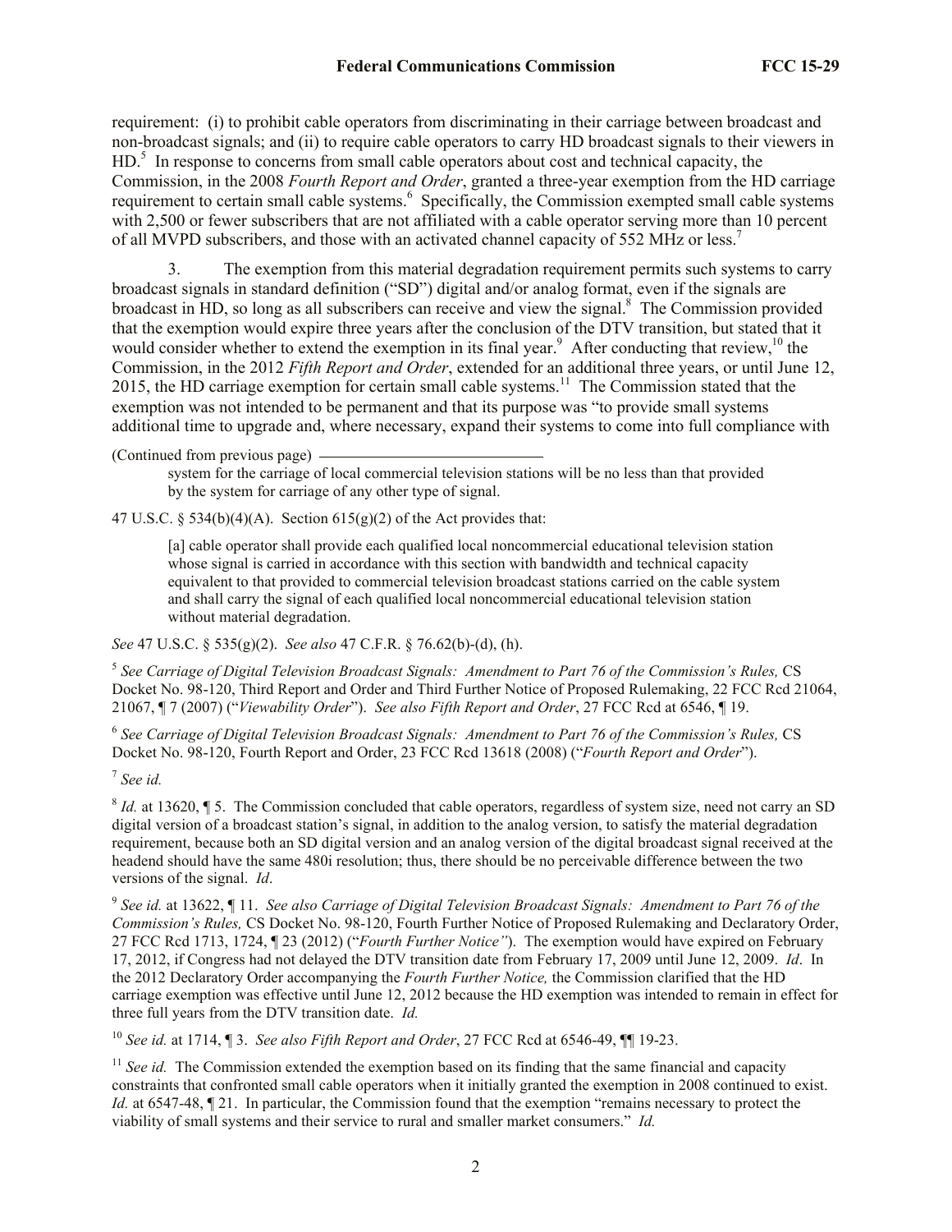requirement: (i) to prohibit cable operators from discriminating in their carriage between broadcast and non-broadcast signals; and (ii) to require cable operators to carry HD broadcast signals to their viewers in HD.[5] In response to concerns from small cable operators about cost and technical capacity, the Commission, in the 2008 *Fourth Report and Order*, granted a three-year exemption from the HD carriage requirement to certain small cable systems.[6] Specifically, the Commission exempted small cable systems with 2,500 or fewer subscribers that are not affiliated with a cable operator serving more than 10 percent of all MVPD subscribers, and those with an activated channel capacity of 552 MHz or less.[7]

3. The exemption from this material degradation requirement permits such systems to carry broadcast signals in standard definition ("SD") digital and/or analog format, even if the signals are broadcast in HD, so long as all subscribers can receive and view the signal.[8] The Commission provided that the exemption would expire three years after the conclusion of the DTV transition, but stated that it would consider whether to extend the exemption in its final year.[9] After conducting that review,[10] the Commission, in the 2012 *Fifth Report and Order*, extended for an additional three years, or until June 12, 2015, the HD carriage exemption for certain small cable systems.[11] The Commission stated that the exemption was not intended to be permanent and that its purpose was "to provide small systems additional time to upgrade and, where necessary, expand their systems to come into full compliance with

(Continued from previous page)

> system for the carriage of local commercial television stations will be no less than that provided by the system for carriage of any other type of signal.

47 U.S.C. § 534(b)(4)(A). Section 615(g)(2) of the Act provides that:

> [a] cable operator shall provide each qualified local noncommercial educational television station whose signal is carried in accordance with this section with bandwidth and technical capacity equivalent to that provided to commercial television broadcast stations carried on the cable system and shall carry the signal of each qualified local noncommercial educational television station without material degradation.

*See* 47 U.S.C. § 535(g)(2). *See also* 47 C.F.R. § 76.62(b)-(d), (h).

[5] *See Carriage of Digital Television Broadcast Signals: Amendment to Part 76 of the Commission's Rules,* CS Docket No. 98-120, Third Report and Order and Third Further Notice of Proposed Rulemaking, 22 FCC Rcd 21064, 21067, ¶ 7 (2007) ("*Viewability Order*"). *See also Fifth Report and Order*, 27 FCC Rcd at 6546, ¶ 19.

[6] *See Carriage of Digital Television Broadcast Signals: Amendment to Part 76 of the Commission's Rules,* CS Docket No. 98-120, Fourth Report and Order, 23 FCC Rcd 13618 (2008) ("*Fourth Report and Order*").

[7] *See id.*

[8] *Id.* at 13620, ¶ 5. The Commission concluded that cable operators, regardless of system size, need not carry an SD digital version of a broadcast station's signal, in addition to the analog version, to satisfy the material degradation requirement, because both an SD digital version and an analog version of the digital broadcast signal received at the headend should have the same 480i resolution; thus, there should be no perceivable difference between the two versions of the signal. *Id*.

[9] *See id.* at 13622, ¶ 11. *See also Carriage of Digital Television Broadcast Signals: Amendment to Part 76 of the Commission's Rules,* CS Docket No. 98-120, Fourth Further Notice of Proposed Rulemaking and Declaratory Order, 27 FCC Rcd 1713, 1724, ¶ 23 (2012) ("*Fourth Further Notice"*). The exemption would have expired on February 17, 2012, if Congress had not delayed the DTV transition date from February 17, 2009 until June 12, 2009. *Id*. In the 2012 Declaratory Order accompanying the *Fourth Further Notice,* the Commission clarified that the HD carriage exemption was effective until June 12, 2012 because the HD exemption was intended to remain in effect for three full years from the DTV transition date. *Id.*

[10] *See id.* at 1714, ¶ 3. *See also Fifth Report and Order*, 27 FCC Rcd at 6546-49, ¶¶ 19-23.

[11] *See id.* The Commission extended the exemption based on its finding that the same financial and capacity constraints that confronted small cable operators when it initially granted the exemption in 2008 continued to exist. *Id.* at 6547-48, ¶ 21. In particular, the Commission found that the exemption "remains necessary to protect the viability of small systems and their service to rural and smaller market consumers." *Id.*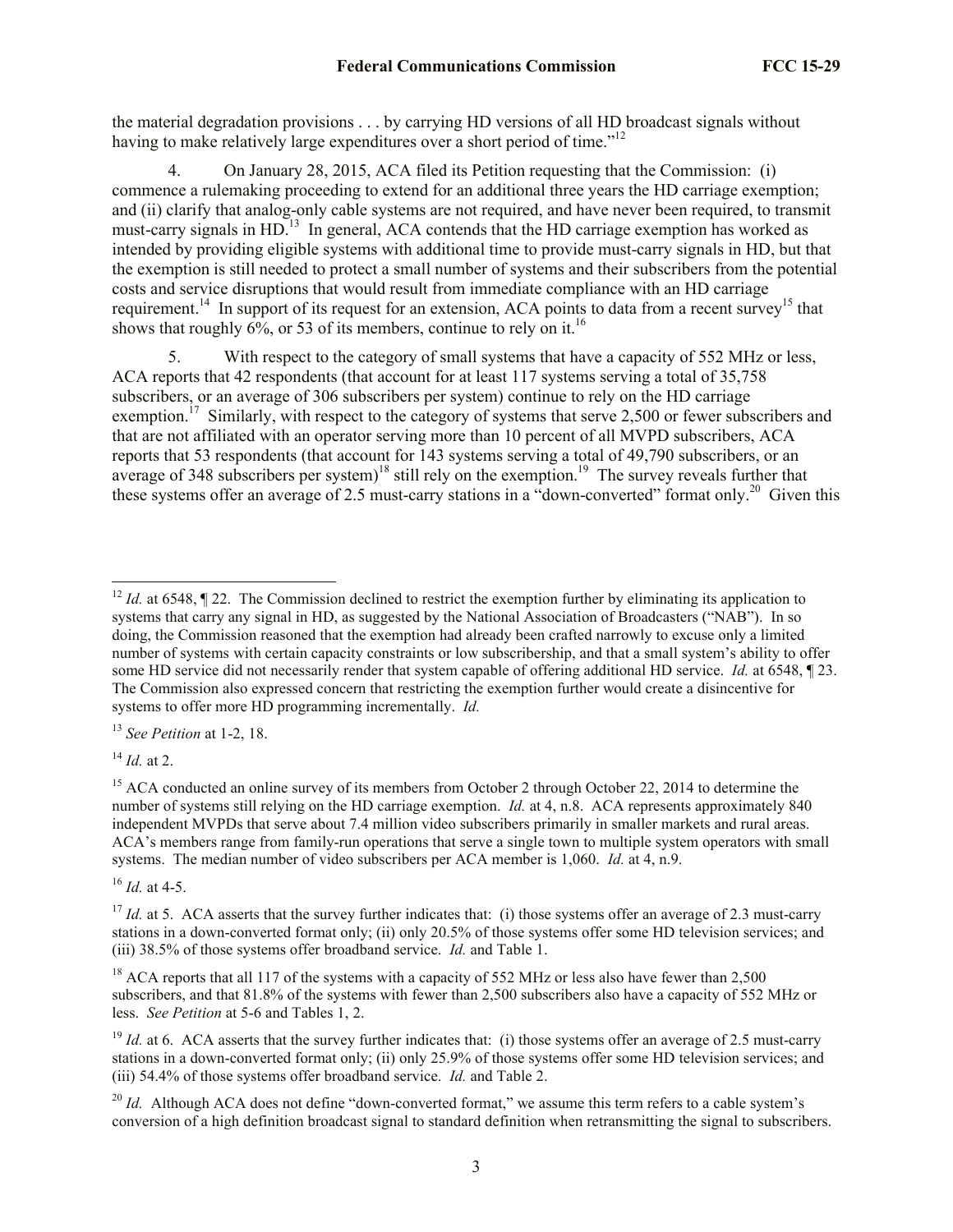the material degradation provisions . . . by carrying HD versions of all HD broadcast signals without having to make relatively large expenditures over a short period of time."[12]

4. On January 28, 2015, ACA filed its Petition requesting that the Commission: (i) commence a rulemaking proceeding to extend for an additional three years the HD carriage exemption; and (ii) clarify that analog-only cable systems are not required, and have never been required, to transmit must-carry signals in HD.[13] In general, ACA contends that the HD carriage exemption has worked as intended by providing eligible systems with additional time to provide must-carry signals in HD, but that the exemption is still needed to protect a small number of systems and their subscribers from the potential costs and service disruptions that would result from immediate compliance with an HD carriage requirement.[14] In support of its request for an extension, ACA points to data from a recent survey[15] that shows that roughly 6%, or 53 of its members, continue to rely on it.[16]

5. With respect to the category of small systems that have a capacity of 552 MHz or less, ACA reports that 42 respondents (that account for at least 117 systems serving a total of 35,758 subscribers, or an average of 306 subscribers per system) continue to rely on the HD carriage exemption.[17] Similarly, with respect to the category of systems that serve 2,500 or fewer subscribers and that are not affiliated with an operator serving more than 10 percent of all MVPD subscribers, ACA reports that 53 respondents (that account for 143 systems serving a total of 49,790 subscribers, or an average of 348 subscribers per system)[18] still rely on the exemption.[19] The survey reveals further that these systems offer an average of 2.5 must-carry stations in a "down-converted" format only.[20] Given this

---

[12] *Id.* at 6548, ¶ 22. The Commission declined to restrict the exemption further by eliminating its application to systems that carry any signal in HD, as suggested by the National Association of Broadcasters ("NAB"). In so doing, the Commission reasoned that the exemption had already been crafted narrowly to excuse only a limited number of systems with certain capacity constraints or low subscribership, and that a small system's ability to offer some HD service did not necessarily render that system capable of offering additional HD service. *Id.* at 6548, ¶ 23. The Commission also expressed concern that restricting the exemption further would create a disincentive for systems to offer more HD programming incrementally. *Id.*

[13] *See Petition* at 1-2, 18.

[14] *Id.* at 2.

[15] ACA conducted an online survey of its members from October 2 through October 22, 2014 to determine the number of systems still relying on the HD carriage exemption. *Id.* at 4, n.8. ACA represents approximately 840 independent MVPDs that serve about 7.4 million video subscribers primarily in smaller markets and rural areas. ACA's members range from family-run operations that serve a single town to multiple system operators with small systems. The median number of video subscribers per ACA member is 1,060. *Id.* at 4, n.9.

[16] *Id.* at 4-5.

[17] *Id.* at 5. ACA asserts that the survey further indicates that: (i) those systems offer an average of 2.3 must-carry stations in a down-converted format only; (ii) only 20.5% of those systems offer some HD television services; and (iii) 38.5% of those systems offer broadband service. *Id.* and Table 1.

[18] ACA reports that all 117 of the systems with a capacity of 552 MHz or less also have fewer than 2,500 subscribers, and that 81.8% of the systems with fewer than 2,500 subscribers also have a capacity of 552 MHz or less. *See Petition* at 5-6 and Tables 1, 2.

[19] *Id.* at 6. ACA asserts that the survey further indicates that: (i) those systems offer an average of 2.5 must-carry stations in a down-converted format only; (ii) only 25.9% of those systems offer some HD television services; and (iii) 54.4% of those systems offer broadband service. *Id.* and Table 2.

[20] *Id.* Although ACA does not define "down-converted format," we assume this term refers to a cable system's conversion of a high definition broadcast signal to standard definition when retransmitting the signal to subscribers.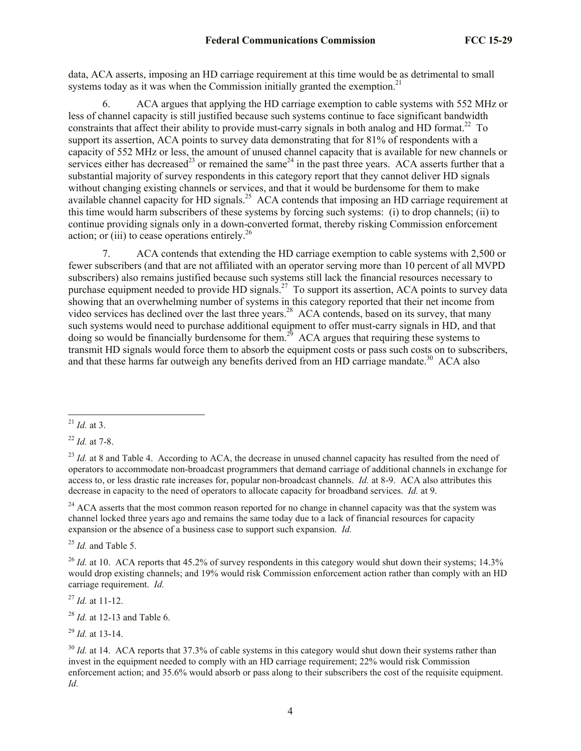data, ACA asserts, imposing an HD carriage requirement at this time would be as detrimental to small systems today as it was when the Commission initially granted the exemption.[21]

6. ACA argues that applying the HD carriage exemption to cable systems with 552 MHz or less of channel capacity is still justified because such systems continue to face significant bandwidth constraints that affect their ability to provide must-carry signals in both analog and HD format.[22] To support its assertion, ACA points to survey data demonstrating that for 81% of respondents with a capacity of 552 MHz or less, the amount of unused channel capacity that is available for new channels or services either has decreased[23] or remained the same[24] in the past three years. ACA asserts further that a substantial majority of survey respondents in this category report that they cannot deliver HD signals without changing existing channels or services, and that it would be burdensome for them to make available channel capacity for HD signals.[25] ACA contends that imposing an HD carriage requirement at this time would harm subscribers of these systems by forcing such systems: (i) to drop channels; (ii) to continue providing signals only in a down-converted format, thereby risking Commission enforcement action; or (iii) to cease operations entirely.[26]

7. ACA contends that extending the HD carriage exemption to cable systems with 2,500 or fewer subscribers (and that are not affiliated with an operator serving more than 10 percent of all MVPD subscribers) also remains justified because such systems still lack the financial resources necessary to purchase equipment needed to provide HD signals.[27] To support its assertion, ACA points to survey data showing that an overwhelming number of systems in this category reported that their net income from video services has declined over the last three years.[28] ACA contends, based on its survey, that many such systems would need to purchase additional equipment to offer must-carry signals in HD, and that doing so would be financially burdensome for them.[29] ACA argues that requiring these systems to transmit HD signals would force them to absorb the equipment costs or pass such costs on to subscribers, and that these harms far outweigh any benefits derived from an HD carriage mandate.[30] ACA also

---

[21] *Id.* at 3.

[22] *Id.* at 7-8.

[23] *Id.* at 8 and Table 4. According to ACA, the decrease in unused channel capacity has resulted from the need of operators to accommodate non-broadcast programmers that demand carriage of additional channels in exchange for access to, or less drastic rate increases for, popular non-broadcast channels. *Id.* at 8-9. ACA also attributes this decrease in capacity to the need of operators to allocate capacity for broadband services. *Id.* at 9.

[24] ACA asserts that the most common reason reported for no change in channel capacity was that the system was channel locked three years ago and remains the same today due to a lack of financial resources for capacity expansion or the absence of a business case to support such expansion. *Id.*

[25] *Id.* and Table 5.

[26] *Id.* at 10. ACA reports that 45.2% of survey respondents in this category would shut down their systems; 14.3% would drop existing channels; and 19% would risk Commission enforcement action rather than comply with an HD carriage requirement. *Id.*

[27] *Id.* at 11-12.

[28] *Id.* at 12-13 and Table 6.

[29] *Id.* at 13-14.

[30] *Id.* at 14. ACA reports that 37.3% of cable systems in this category would shut down their systems rather than invest in the equipment needed to comply with an HD carriage requirement; 22% would risk Commission enforcement action; and 35.6% would absorb or pass along to their subscribers the cost of the requisite equipment. *Id*.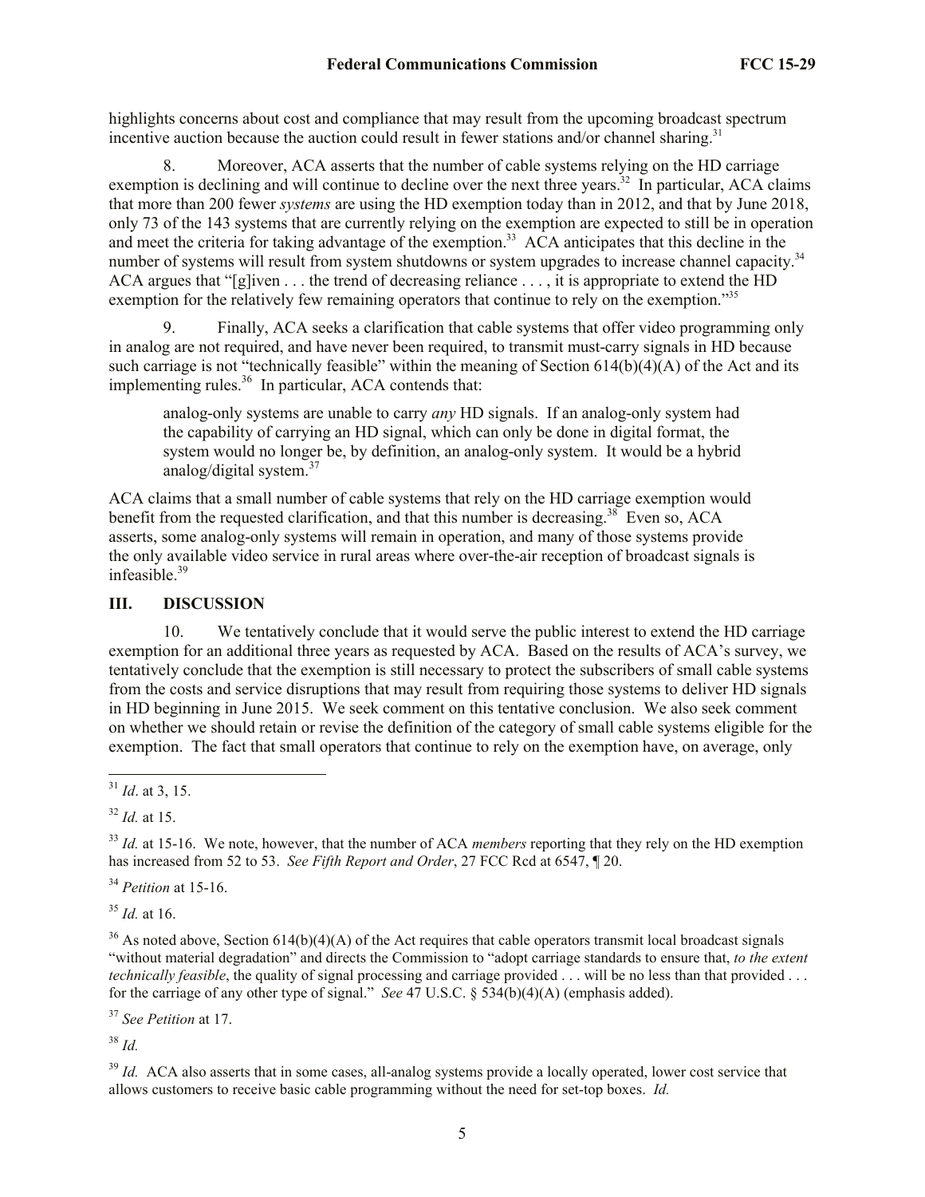highlights concerns about cost and compliance that may result from the upcoming broadcast spectrum incentive auction because the auction could result in fewer stations and/or channel sharing.[31]

8. Moreover, ACA asserts that the number of cable systems relying on the HD carriage exemption is declining and will continue to decline over the next three years.[32] In particular, ACA claims that more than 200 fewer *systems* are using the HD exemption today than in 2012, and that by June 2018, only 73 of the 143 systems that are currently relying on the exemption are expected to still be in operation and meet the criteria for taking advantage of the exemption.[33] ACA anticipates that this decline in the number of systems will result from system shutdowns or system upgrades to increase channel capacity.[34] ACA argues that "[g]iven . . . the trend of decreasing reliance . . . , it is appropriate to extend the HD exemption for the relatively few remaining operators that continue to rely on the exemption."[35]

9. Finally, ACA seeks a clarification that cable systems that offer video programming only in analog are not required, and have never been required, to transmit must-carry signals in HD because such carriage is not "technically feasible" within the meaning of Section 614(b)(4)(A) of the Act and its implementing rules.[36] In particular, ACA contends that:

> analog-only systems are unable to carry *any* HD signals. If an analog-only system had the capability of carrying an HD signal, which can only be done in digital format, the system would no longer be, by definition, an analog-only system. It would be a hybrid analog/digital system.[37]

ACA claims that a small number of cable systems that rely on the HD carriage exemption would benefit from the requested clarification, and that this number is decreasing.[38] Even so, ACA asserts, some analog-only systems will remain in operation, and many of those systems provide the only available video service in rural areas where over-the-air reception of broadcast signals is infeasible.[39]

## III. DISCUSSION

10. We tentatively conclude that it would serve the public interest to extend the HD carriage exemption for an additional three years as requested by ACA. Based on the results of ACA's survey, we tentatively conclude that the exemption is still necessary to protect the subscribers of small cable systems from the costs and service disruptions that may result from requiring those systems to deliver HD signals in HD beginning in June 2015. We seek comment on this tentative conclusion. We also seek comment on whether we should retain or revise the definition of the category of small cable systems eligible for the exemption. The fact that small operators that continue to rely on the exemption have, on average, only

---

[31] *Id*. at 3, 15.

[32] *Id.* at 15.

[33] *Id.* at 15-16. We note, however, that the number of ACA *members* reporting that they rely on the HD exemption has increased from 52 to 53. *See Fifth Report and Order*, 27 FCC Rcd at 6547, ¶ 20.

[34] *Petition* at 15-16.

[35] *Id.* at 16.

[36] As noted above, Section 614(b)(4)(A) of the Act requires that cable operators transmit local broadcast signals "without material degradation" and directs the Commission to "adopt carriage standards to ensure that, *to the extent technically feasible*, the quality of signal processing and carriage provided . . . will be no less than that provided . . . for the carriage of any other type of signal." *See* 47 U.S.C. § 534(b)(4)(A) (emphasis added).

[37] *See Petition* at 17.

[38] *Id.*

[39] *Id.* ACA also asserts that in some cases, all-analog systems provide a locally operated, lower cost service that allows customers to receive basic cable programming without the need for set-top boxes. *Id.*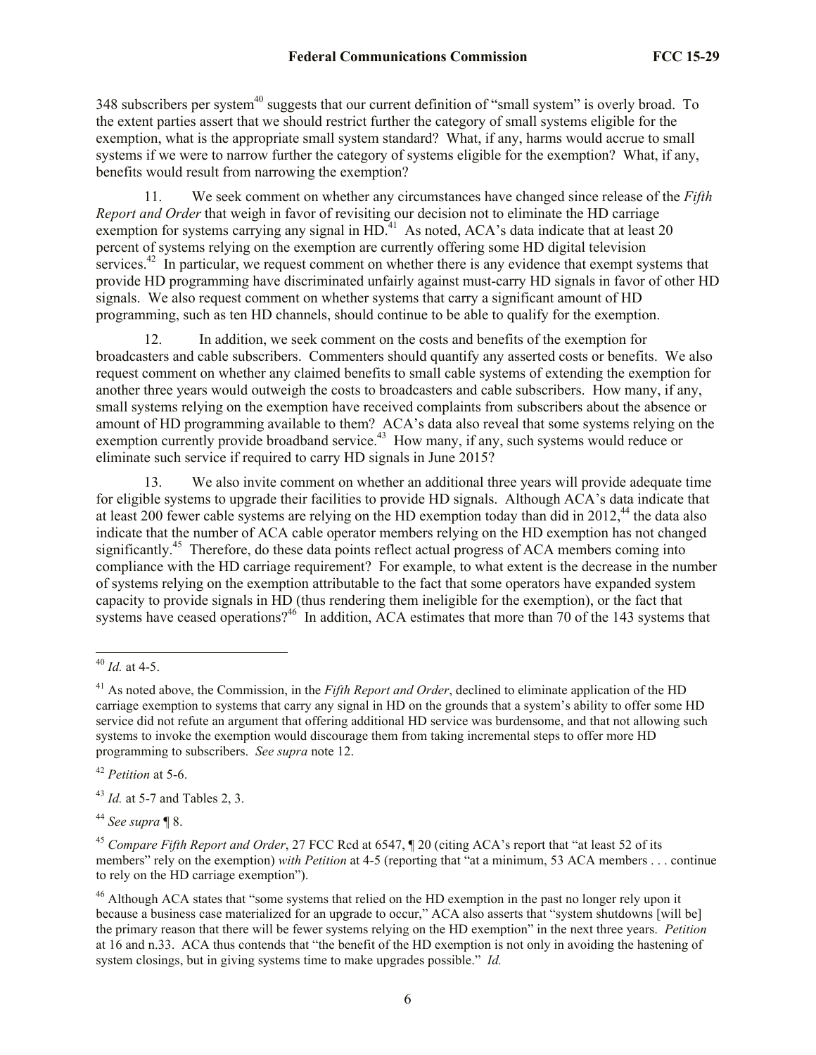348 subscribers per system[40] suggests that our current definition of "small system" is overly broad. To the extent parties assert that we should restrict further the category of small systems eligible for the exemption, what is the appropriate small system standard? What, if any, harms would accrue to small systems if we were to narrow further the category of systems eligible for the exemption? What, if any, benefits would result from narrowing the exemption?

11. We seek comment on whether any circumstances have changed since release of the *Fifth Report and Order* that weigh in favor of revisiting our decision not to eliminate the HD carriage exemption for systems carrying any signal in HD.[41] As noted, ACA's data indicate that at least 20 percent of systems relying on the exemption are currently offering some HD digital television services.[42] In particular, we request comment on whether there is any evidence that exempt systems that provide HD programming have discriminated unfairly against must-carry HD signals in favor of other HD signals. We also request comment on whether systems that carry a significant amount of HD programming, such as ten HD channels, should continue to be able to qualify for the exemption.

12. In addition, we seek comment on the costs and benefits of the exemption for broadcasters and cable subscribers. Commenters should quantify any asserted costs or benefits. We also request comment on whether any claimed benefits to small cable systems of extending the exemption for another three years would outweigh the costs to broadcasters and cable subscribers. How many, if any, small systems relying on the exemption have received complaints from subscribers about the absence or amount of HD programming available to them? ACA's data also reveal that some systems relying on the exemption currently provide broadband service.[43] How many, if any, such systems would reduce or eliminate such service if required to carry HD signals in June 2015?

13. We also invite comment on whether an additional three years will provide adequate time for eligible systems to upgrade their facilities to provide HD signals. Although ACA's data indicate that at least 200 fewer cable systems are relying on the HD exemption today than did in 2012,[44] the data also indicate that the number of ACA cable operator members relying on the HD exemption has not changed significantly.[45] Therefore, do these data points reflect actual progress of ACA members coming into compliance with the HD carriage requirement? For example, to what extent is the decrease in the number of systems relying on the exemption attributable to the fact that some operators have expanded system capacity to provide signals in HD (thus rendering them ineligible for the exemption), or the fact that systems have ceased operations?[46] In addition, ACA estimates that more than 70 of the 143 systems that

---

[40] *Id.* at 4-5.

[41] As noted above, the Commission, in the *Fifth Report and Order*, declined to eliminate application of the HD carriage exemption to systems that carry any signal in HD on the grounds that a system's ability to offer some HD service did not refute an argument that offering additional HD service was burdensome, and that not allowing such systems to invoke the exemption would discourage them from taking incremental steps to offer more HD programming to subscribers. *See supra* note 12.

[42] *Petition* at 5-6.

[43] *Id.* at 5-7 and Tables 2, 3.

[44] *See supra* ¶ 8.

[45] *Compare Fifth Report and Order*, 27 FCC Rcd at 6547, ¶ 20 (citing ACA's report that "at least 52 of its members" rely on the exemption) *with Petition* at 4-5 (reporting that "at a minimum, 53 ACA members . . . continue to rely on the HD carriage exemption").

[46] Although ACA states that "some systems that relied on the HD exemption in the past no longer rely upon it because a business case materialized for an upgrade to occur," ACA also asserts that "system shutdowns [will be] the primary reason that there will be fewer systems relying on the HD exemption" in the next three years. *Petition* at 16 and n.33. ACA thus contends that "the benefit of the HD exemption is not only in avoiding the hastening of system closings, but in giving systems time to make upgrades possible." *Id.*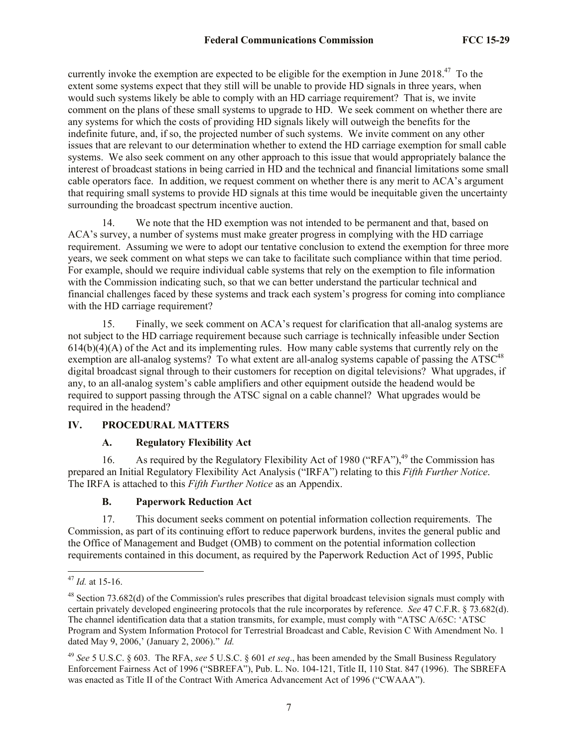currently invoke the exemption are expected to be eligible for the exemption in June 2018.[47] To the extent some systems expect that they still will be unable to provide HD signals in three years, when would such systems likely be able to comply with an HD carriage requirement? That is, we invite comment on the plans of these small systems to upgrade to HD. We seek comment on whether there are any systems for which the costs of providing HD signals likely will outweigh the benefits for the indefinite future, and, if so, the projected number of such systems. We invite comment on any other issues that are relevant to our determination whether to extend the HD carriage exemption for small cable systems. We also seek comment on any other approach to this issue that would appropriately balance the interest of broadcast stations in being carried in HD and the technical and financial limitations some small cable operators face. In addition, we request comment on whether there is any merit to ACA's argument that requiring small systems to provide HD signals at this time would be inequitable given the uncertainty surrounding the broadcast spectrum incentive auction.

14. We note that the HD exemption was not intended to be permanent and that, based on ACA's survey, a number of systems must make greater progress in complying with the HD carriage requirement. Assuming we were to adopt our tentative conclusion to extend the exemption for three more years, we seek comment on what steps we can take to facilitate such compliance within that time period. For example, should we require individual cable systems that rely on the exemption to file information with the Commission indicating such, so that we can better understand the particular technical and financial challenges faced by these systems and track each system's progress for coming into compliance with the HD carriage requirement?

15. Finally, we seek comment on ACA's request for clarification that all-analog systems are not subject to the HD carriage requirement because such carriage is technically infeasible under Section 614(b)(4)(A) of the Act and its implementing rules. How many cable systems that currently rely on the exemption are all-analog systems? To what extent are all-analog systems capable of passing the ATSC[48] digital broadcast signal through to their customers for reception on digital televisions? What upgrades, if any, to an all-analog system's cable amplifiers and other equipment outside the headend would be required to support passing through the ATSC signal on a cable channel? What upgrades would be required in the headend?

## IV. PROCEDURAL MATTERS

### A. Regulatory Flexibility Act

16. As required by the Regulatory Flexibility Act of 1980 ("RFA"),[49] the Commission has prepared an Initial Regulatory Flexibility Act Analysis ("IRFA") relating to this *Fifth Further Notice*. The IRFA is attached to this *Fifth Further Notice* as an Appendix.

### B. Paperwork Reduction Act

17. This document seeks comment on potential information collection requirements. The Commission, as part of its continuing effort to reduce paperwork burdens, invites the general public and the Office of Management and Budget (OMB) to comment on the potential information collection requirements contained in this document, as required by the Paperwork Reduction Act of 1995, Public

---

[47] *Id.* at 15-16.

[48] Section 73.682(d) of the Commission's rules prescribes that digital broadcast television signals must comply with certain privately developed engineering protocols that the rule incorporates by reference. *See* 47 C.F.R. § 73.682(d). The channel identification data that a station transmits, for example, must comply with "ATSC A/65C: 'ATSC Program and System Information Protocol for Terrestrial Broadcast and Cable, Revision C With Amendment No. 1 dated May 9, 2006,' (January 2, 2006)." *Id.*

[49] *See* 5 U.S.C. § 603. The RFA, *see* 5 U.S.C. § 601 *et seq*., has been amended by the Small Business Regulatory Enforcement Fairness Act of 1996 ("SBREFA"), Pub. L. No. 104-121, Title II, 110 Stat. 847 (1996). The SBREFA was enacted as Title II of the Contract With America Advancement Act of 1996 ("CWAAA").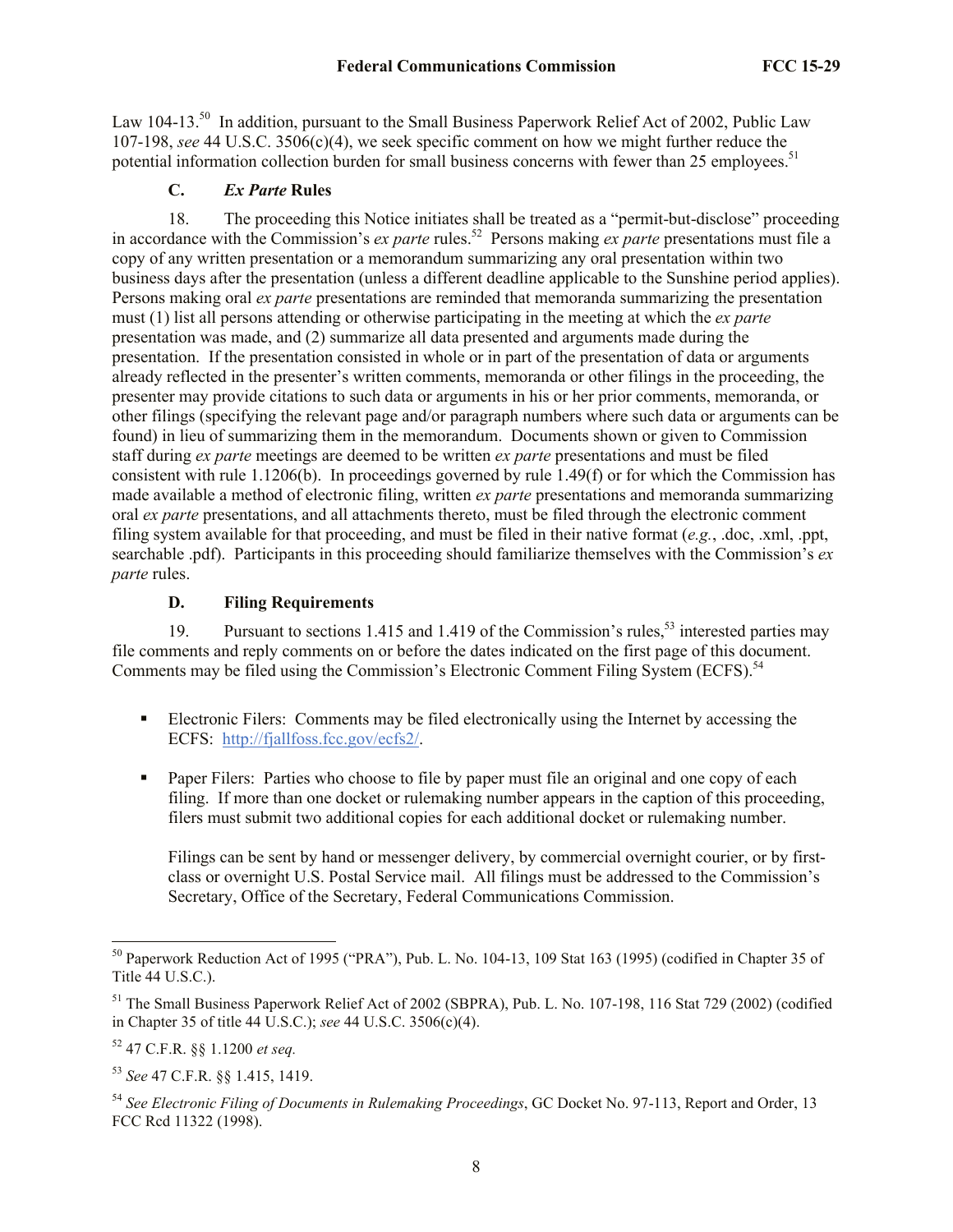Law 104-13.[50] In addition, pursuant to the Small Business Paperwork Relief Act of 2002, Public Law 107-198, *see* 44 U.S.C. 3506(c)(4), we seek specific comment on how we might further reduce the potential information collection burden for small business concerns with fewer than 25 employees.[51]

### C. *Ex Parte* Rules

18. The proceeding this Notice initiates shall be treated as a "permit-but-disclose" proceeding in accordance with the Commission's *ex parte* rules.[52] Persons making *ex parte* presentations must file a copy of any written presentation or a memorandum summarizing any oral presentation within two business days after the presentation (unless a different deadline applicable to the Sunshine period applies). Persons making oral *ex parte* presentations are reminded that memoranda summarizing the presentation must (1) list all persons attending or otherwise participating in the meeting at which the *ex parte* presentation was made, and (2) summarize all data presented and arguments made during the presentation. If the presentation consisted in whole or in part of the presentation of data or arguments already reflected in the presenter's written comments, memoranda or other filings in the proceeding, the presenter may provide citations to such data or arguments in his or her prior comments, memoranda, or other filings (specifying the relevant page and/or paragraph numbers where such data or arguments can be found) in lieu of summarizing them in the memorandum. Documents shown or given to Commission staff during *ex parte* meetings are deemed to be written *ex parte* presentations and must be filed consistent with rule 1.1206(b). In proceedings governed by rule 1.49(f) or for which the Commission has made available a method of electronic filing, written *ex parte* presentations and memoranda summarizing oral *ex parte* presentations, and all attachments thereto, must be filed through the electronic comment filing system available for that proceeding, and must be filed in their native format (*e.g.*, .doc, .xml, .ppt, searchable .pdf). Participants in this proceeding should familiarize themselves with the Commission's *ex parte* rules.

### D. Filing Requirements

19. Pursuant to sections 1.415 and 1.419 of the Commission's rules,[53] interested parties may file comments and reply comments on or before the dates indicated on the first page of this document. Comments may be filed using the Commission's Electronic Comment Filing System (ECFS).[54]

- Electronic Filers: Comments may be filed electronically using the Internet by accessing the ECFS: http://fjallfoss.fcc.gov/ecfs2/.

- Paper Filers: Parties who choose to file by paper must file an original and one copy of each filing. If more than one docket or rulemaking number appears in the caption of this proceeding, filers must submit two additional copies for each additional docket or rulemaking number.

  Filings can be sent by hand or messenger delivery, by commercial overnight courier, or by first-class or overnight U.S. Postal Service mail. All filings must be addressed to the Commission's Secretary, Office of the Secretary, Federal Communications Commission.

---

[50] Paperwork Reduction Act of 1995 ("PRA"), Pub. L. No. 104-13, 109 Stat 163 (1995) (codified in Chapter 35 of Title 44 U.S.C.).

[51] The Small Business Paperwork Relief Act of 2002 (SBPRA), Pub. L. No. 107-198, 116 Stat 729 (2002) (codified in Chapter 35 of title 44 U.S.C.); *see* 44 U.S.C. 3506(c)(4).

[52] 47 C.F.R. §§ 1.1200 *et seq.*

[53] *See* 47 C.F.R. §§ 1.415, 1419.

[54] *See Electronic Filing of Documents in Rulemaking Proceedings*, GC Docket No. 97-113, Report and Order, 13 FCC Rcd 11322 (1998).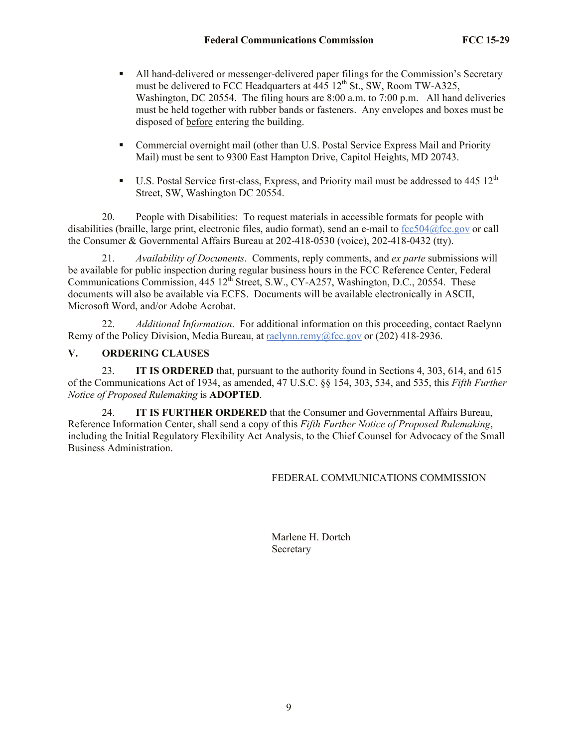- All hand-delivered or messenger-delivered paper filings for the Commission's Secretary must be delivered to FCC Headquarters at 445 12th St., SW, Room TW-A325, Washington, DC 20554. The filing hours are 8:00 a.m. to 7:00 p.m. All hand deliveries must be held together with rubber bands or fasteners. Any envelopes and boxes must be disposed of before entering the building.

- Commercial overnight mail (other than U.S. Postal Service Express Mail and Priority Mail) must be sent to 9300 East Hampton Drive, Capitol Heights, MD 20743.

- U.S. Postal Service first-class, Express, and Priority mail must be addressed to 445 12th Street, SW, Washington DC 20554.

20. People with Disabilities: To request materials in accessible formats for people with disabilities (braille, large print, electronic files, audio format), send an e-mail to fcc504@fcc.gov or call the Consumer & Governmental Affairs Bureau at 202-418-0530 (voice), 202-418-0432 (tty).

21. *Availability of Documents*. Comments, reply comments, and *ex parte* submissions will be available for public inspection during regular business hours in the FCC Reference Center, Federal Communications Commission, 445 12th Street, S.W., CY-A257, Washington, D.C., 20554. These documents will also be available via ECFS. Documents will be available electronically in ASCII, Microsoft Word, and/or Adobe Acrobat.

22. *Additional Information*. For additional information on this proceeding, contact Raelynn Remy of the Policy Division, Media Bureau, at raelynn.remy@fcc.gov or (202) 418-2936.

## V. ORDERING CLAUSES

23. **IT IS ORDERED** that, pursuant to the authority found in Sections 4, 303, 614, and 615 of the Communications Act of 1934, as amended, 47 U.S.C. §§ 154, 303, 534, and 535, this *Fifth Further Notice of Proposed Rulemaking* is **ADOPTED**.

24. **IT IS FURTHER ORDERED** that the Consumer and Governmental Affairs Bureau, Reference Information Center, shall send a copy of this *Fifth Further Notice of Proposed Rulemaking*, including the Initial Regulatory Flexibility Act Analysis, to the Chief Counsel for Advocacy of the Small Business Administration.

FEDERAL COMMUNICATIONS COMMISSION

Marlene H. Dortch
Secretary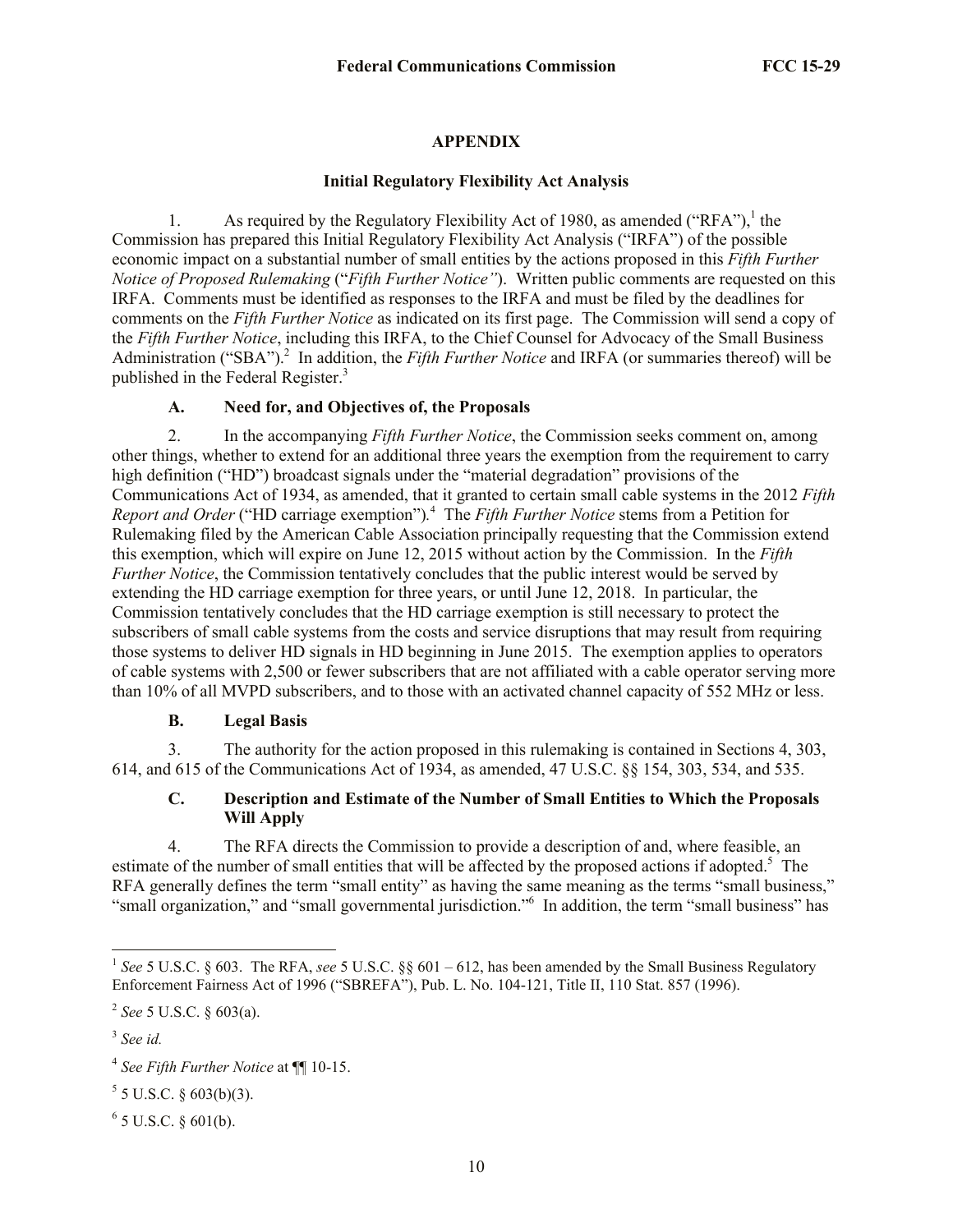## APPENDIX

### Initial Regulatory Flexibility Act Analysis

1. As required by the Regulatory Flexibility Act of 1980, as amended ("RFA"),[1] the Commission has prepared this Initial Regulatory Flexibility Act Analysis ("IRFA") of the possible economic impact on a substantial number of small entities by the actions proposed in this *Fifth Further Notice of Proposed Rulemaking* ("*Fifth Further Notice"*). Written public comments are requested on this IRFA. Comments must be identified as responses to the IRFA and must be filed by the deadlines for comments on the *Fifth Further Notice* as indicated on its first page. The Commission will send a copy of the *Fifth Further Notice*, including this IRFA, to the Chief Counsel for Advocacy of the Small Business Administration ("SBA").[2] In addition, the *Fifth Further Notice* and IRFA (or summaries thereof) will be published in the Federal Register.[3]

#### A. Need for, and Objectives of, the Proposals

2. In the accompanying *Fifth Further Notice*, the Commission seeks comment on, among other things, whether to extend for an additional three years the exemption from the requirement to carry high definition ("HD") broadcast signals under the "material degradation" provisions of the Communications Act of 1934, as amended, that it granted to certain small cable systems in the 2012 *Fifth Report and Order* ("HD carriage exemption").[4] The *Fifth Further Notice* stems from a Petition for Rulemaking filed by the American Cable Association principally requesting that the Commission extend this exemption, which will expire on June 12, 2015 without action by the Commission. In the *Fifth Further Notice*, the Commission tentatively concludes that the public interest would be served by extending the HD carriage exemption for three years, or until June 12, 2018. In particular, the Commission tentatively concludes that the HD carriage exemption is still necessary to protect the subscribers of small cable systems from the costs and service disruptions that may result from requiring those systems to deliver HD signals in HD beginning in June 2015. The exemption applies to operators of cable systems with 2,500 or fewer subscribers that are not affiliated with a cable operator serving more than 10% of all MVPD subscribers, and to those with an activated channel capacity of 552 MHz or less.

#### B. Legal Basis

3. The authority for the action proposed in this rulemaking is contained in Sections 4, 303, 614, and 615 of the Communications Act of 1934, as amended, 47 U.S.C. §§ 154, 303, 534, and 535.

#### C. Description and Estimate of the Number of Small Entities to Which the Proposals Will Apply

4. The RFA directs the Commission to provide a description of and, where feasible, an estimate of the number of small entities that will be affected by the proposed actions if adopted.[5] The RFA generally defines the term "small entity" as having the same meaning as the terms "small business," "small organization," and "small governmental jurisdiction."[6] In addition, the term "small business" has

---

[1] *See* 5 U.S.C. § 603. The RFA, *see* 5 U.S.C. §§ 601 – 612, has been amended by the Small Business Regulatory Enforcement Fairness Act of 1996 ("SBREFA"), Pub. L. No. 104-121, Title II, 110 Stat. 857 (1996).

[2] *See* 5 U.S.C. § 603(a).

[3] *See id.*

[4] *See Fifth Further Notice* at ¶¶ 10-15.

[5] 5 U.S.C. § 603(b)(3).

[6] 5 U.S.C. § 601(b).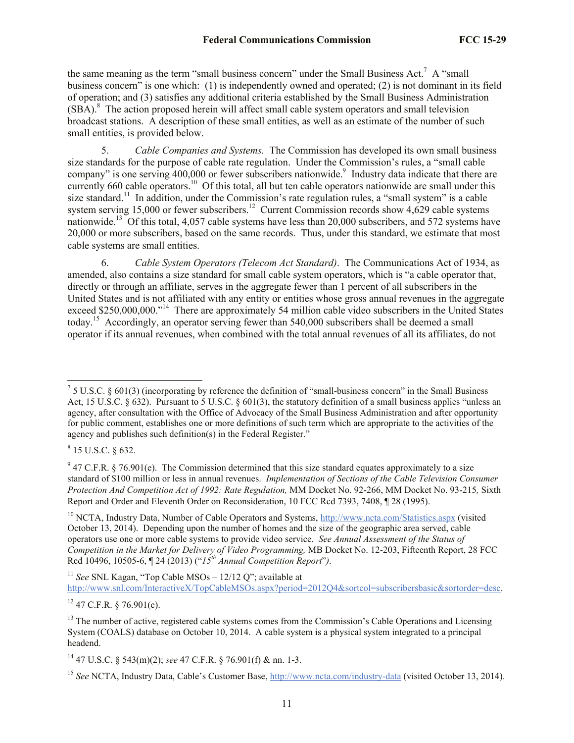the same meaning as the term "small business concern" under the Small Business Act.[7] A "small business concern" is one which: (1) is independently owned and operated; (2) is not dominant in its field of operation; and (3) satisfies any additional criteria established by the Small Business Administration (SBA).[8] The action proposed herein will affect small cable system operators and small television broadcast stations. A description of these small entities, as well as an estimate of the number of such small entities, is provided below.

5. *Cable Companies and Systems.* The Commission has developed its own small business size standards for the purpose of cable rate regulation. Under the Commission's rules, a "small cable company" is one serving 400,000 or fewer subscribers nationwide.[9] Industry data indicate that there are currently 660 cable operators.[10] Of this total, all but ten cable operators nationwide are small under this size standard.[11] In addition, under the Commission's rate regulation rules, a "small system" is a cable system serving 15,000 or fewer subscribers.[12] Current Commission records show 4,629 cable systems nationwide.[13] Of this total, 4,057 cable systems have less than 20,000 subscribers, and 572 systems have 20,000 or more subscribers, based on the same records. Thus, under this standard, we estimate that most cable systems are small entities.

6. *Cable System Operators (Telecom Act Standard).* The Communications Act of 1934, as amended, also contains a size standard for small cable system operators, which is "a cable operator that, directly or through an affiliate, serves in the aggregate fewer than 1 percent of all subscribers in the United States and is not affiliated with any entity or entities whose gross annual revenues in the aggregate exceed $250,000,000."[14] There are approximately 54 million cable video subscribers in the United States today.[15] Accordingly, an operator serving fewer than 540,000 subscribers shall be deemed a small operator if its annual revenues, when combined with the total annual revenues of all its affiliates, do not

---

[7] 5 U.S.C. § 601(3) (incorporating by reference the definition of "small-business concern" in the Small Business Act, 15 U.S.C. § 632). Pursuant to 5 U.S.C. § 601(3), the statutory definition of a small business applies "unless an agency, after consultation with the Office of Advocacy of the Small Business Administration and after opportunity for public comment, establishes one or more definitions of such term which are appropriate to the activities of the agency and publishes such definition(s) in the Federal Register."

[8] 15 U.S.C. § 632.

[9] 47 C.F.R. § 76.901(e). The Commission determined that this size standard equates approximately to a size standard of $100 million or less in annual revenues. *Implementation of Sections of the Cable Television Consumer Protection And Competition Act of 1992: Rate Regulation,* MM Docket No. 92-266, MM Docket No. 93-215*,* Sixth Report and Order and Eleventh Order on Reconsideration, 10 FCC Rcd 7393, 7408, ¶ 28 (1995).

[10] NCTA, Industry Data, Number of Cable Operators and Systems, http://www.ncta.com/Statistics.aspx (visited October 13, 2014). Depending upon the number of homes and the size of the geographic area served, cable operators use one or more cable systems to provide video service. *See Annual Assessment of the Status of Competition in the Market for Delivery of Video Programming,* MB Docket No. 12-203, Fifteenth Report, 28 FCC Rcd 10496, 10505-6, ¶ 24 (2013) ("*15th Annual Competition Report*").

[11] *See* SNL Kagan, "Top Cable MSOs – 12/12 Q"; available at http://www.snl.com/InteractiveX/TopCableMSOs.aspx?period=2012Q4&sortcol=subscribersbasic&sortorder=desc.

[12] 47 C.F.R. § 76.901(c).

[13] The number of active, registered cable systems comes from the Commission's Cable Operations and Licensing System (COALS) database on October 10, 2014. A cable system is a physical system integrated to a principal headend.

[14] 47 U.S.C. § 543(m)(2); *see* 47 C.F.R. § 76.901(f) & nn. 1-3.

[15] *See* NCTA, Industry Data, Cable's Customer Base, http://www.ncta.com/industry-data (visited October 13, 2014).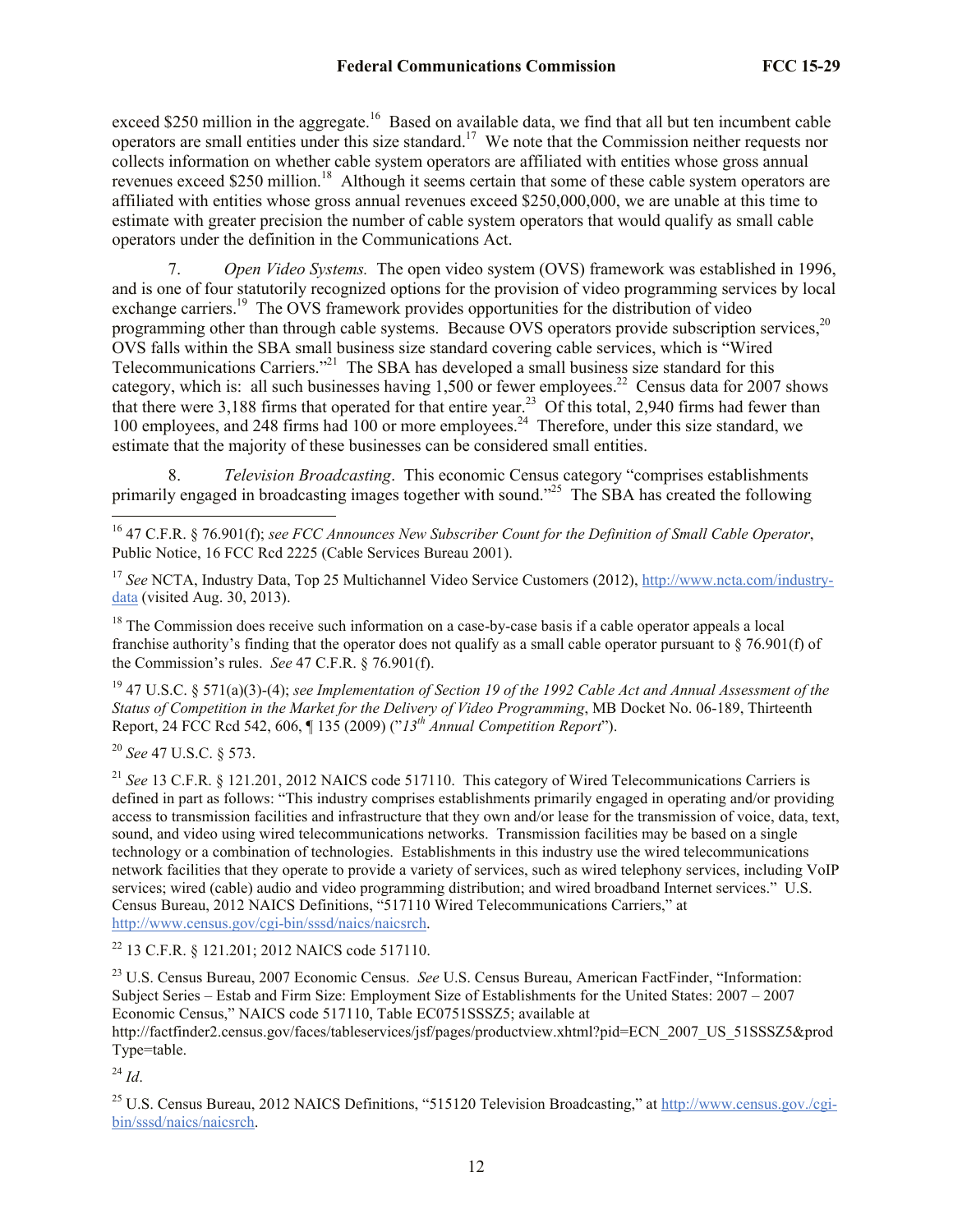exceed $250 million in the aggregate.[16] Based on available data, we find that all but ten incumbent cable operators are small entities under this size standard.[17] We note that the Commission neither requests nor collects information on whether cable system operators are affiliated with entities whose gross annual revenues exceed $250 million.[18] Although it seems certain that some of these cable system operators are affiliated with entities whose gross annual revenues exceed $250,000,000, we are unable at this time to estimate with greater precision the number of cable system operators that would qualify as small cable operators under the definition in the Communications Act.

7. *Open Video Systems.* The open video system (OVS) framework was established in 1996, and is one of four statutorily recognized options for the provision of video programming services by local exchange carriers.[19] The OVS framework provides opportunities for the distribution of video programming other than through cable systems. Because OVS operators provide subscription services,[20] OVS falls within the SBA small business size standard covering cable services, which is "Wired Telecommunications Carriers."[21] The SBA has developed a small business size standard for this category, which is: all such businesses having 1,500 or fewer employees.[22] Census data for 2007 shows that there were 3,188 firms that operated for that entire year.[23] Of this total, 2,940 firms had fewer than 100 employees, and 248 firms had 100 or more employees.[24] Therefore, under this size standard, we estimate that the majority of these businesses can be considered small entities.

8. *Television Broadcasting*. This economic Census category "comprises establishments primarily engaged in broadcasting images together with sound."[25] The SBA has created the following

---

[16] 47 C.F.R. § 76.901(f); *see FCC Announces New Subscriber Count for the Definition of Small Cable Operator*, Public Notice, 16 FCC Rcd 2225 (Cable Services Bureau 2001).

[17] *See* NCTA, Industry Data, Top 25 Multichannel Video Service Customers (2012), http://www.ncta.com/industry-data (visited Aug. 30, 2013).

[18] The Commission does receive such information on a case-by-case basis if a cable operator appeals a local franchise authority's finding that the operator does not qualify as a small cable operator pursuant to § 76.901(f) of the Commission's rules. *See* 47 C.F.R. § 76.901(f).

[19] 47 U.S.C. § 571(a)(3)-(4); *see Implementation of Section 19 of the 1992 Cable Act and Annual Assessment of the Status of Competition in the Market for the Delivery of Video Programming*, MB Docket No. 06-189, Thirteenth Report, 24 FCC Rcd 542, 606, ¶ 135 (2009) ("*13th Annual Competition Report*").

[20] *See* 47 U.S.C. § 573.

[21] *See* 13 C.F.R. § 121.201, 2012 NAICS code 517110. This category of Wired Telecommunications Carriers is defined in part as follows: "This industry comprises establishments primarily engaged in operating and/or providing access to transmission facilities and infrastructure that they own and/or lease for the transmission of voice, data, text, sound, and video using wired telecommunications networks. Transmission facilities may be based on a single technology or a combination of technologies. Establishments in this industry use the wired telecommunications network facilities that they operate to provide a variety of services, such as wired telephony services, including VoIP services; wired (cable) audio and video programming distribution; and wired broadband Internet services." U.S. Census Bureau, 2012 NAICS Definitions, "517110 Wired Telecommunications Carriers," at http://www.census.gov/cgi-bin/sssd/naics/naicsrch.

[22] 13 C.F.R. § 121.201; 2012 NAICS code 517110.

[23] U.S. Census Bureau, 2007 Economic Census. *See* U.S. Census Bureau, American FactFinder, "Information: Subject Series – Estab and Firm Size: Employment Size of Establishments for the United States: 2007 – 2007 Economic Census," NAICS code 517110, Table EC0751SSSZ5; available at http://factfinder2.census.gov/faces/tableservices/jsf/pages/productview.xhtml?pid=ECN_2007_US_51SSSZ5&prodType=table.

[24] *Id*.

[25] U.S. Census Bureau, 2012 NAICS Definitions, "515120 Television Broadcasting," at http://www.census.gov./cgi-bin/sssd/naics/naicsrch.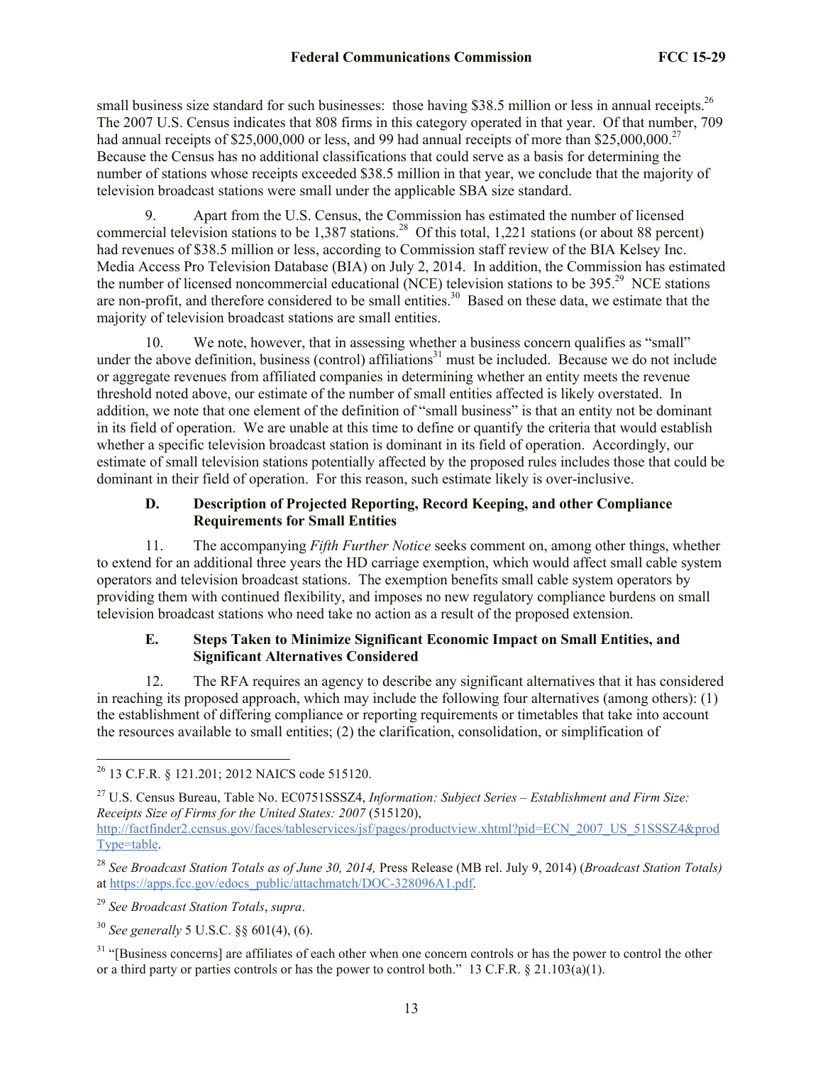small business size standard for such businesses: those having $38.5 million or less in annual receipts.[26] The 2007 U.S. Census indicates that 808 firms in this category operated in that year. Of that number, 709 had annual receipts of $25,000,000 or less, and 99 had annual receipts of more than $25,000,000.[27] Because the Census has no additional classifications that could serve as a basis for determining the number of stations whose receipts exceeded $38.5 million in that year, we conclude that the majority of television broadcast stations were small under the applicable SBA size standard.

9. Apart from the U.S. Census, the Commission has estimated the number of licensed commercial television stations to be 1,387 stations.[28] Of this total, 1,221 stations (or about 88 percent) had revenues of $38.5 million or less, according to Commission staff review of the BIA Kelsey Inc. Media Access Pro Television Database (BIA) on July 2, 2014. In addition, the Commission has estimated the number of licensed noncommercial educational (NCE) television stations to be 395.[29] NCE stations are non-profit, and therefore considered to be small entities.[30] Based on these data, we estimate that the majority of television broadcast stations are small entities.

10. We note, however, that in assessing whether a business concern qualifies as "small" under the above definition, business (control) affiliations[31] must be included. Because we do not include or aggregate revenues from affiliated companies in determining whether an entity meets the revenue threshold noted above, our estimate of the number of small entities affected is likely overstated. In addition, we note that one element of the definition of "small business" is that an entity not be dominant in its field of operation. We are unable at this time to define or quantify the criteria that would establish whether a specific television broadcast station is dominant in its field of operation. Accordingly, our estimate of small television stations potentially affected by the proposed rules includes those that could be dominant in their field of operation. For this reason, such estimate likely is over-inclusive.

### D. Description of Projected Reporting, Record Keeping, and other Compliance Requirements for Small Entities

11. The accompanying *Fifth Further Notice* seeks comment on, among other things, whether to extend for an additional three years the HD carriage exemption, which would affect small cable system operators and television broadcast stations. The exemption benefits small cable system operators by providing them with continued flexibility, and imposes no new regulatory compliance burdens on small television broadcast stations who need take no action as a result of the proposed extension.

### E. Steps Taken to Minimize Significant Economic Impact on Small Entities, and Significant Alternatives Considered

12. The RFA requires an agency to describe any significant alternatives that it has considered in reaching its proposed approach, which may include the following four alternatives (among others): (1) the establishment of differing compliance or reporting requirements or timetables that take into account the resources available to small entities; (2) the clarification, consolidation, or simplification of

---

[26] 13 C.F.R. § 121.201; 2012 NAICS code 515120.

[27] U.S. Census Bureau, Table No. EC0751SSSZ4, *Information: Subject Series – Establishment and Firm Size: Receipts Size of Firms for the United States: 2007* (515120), http://factfinder2.census.gov/faces/tableservices/jsf/pages/productview.xhtml?pid=ECN_2007_US_51SSSZ4&prodType=table.

[28] *See Broadcast Station Totals as of June 30, 2014,* Press Release (MB rel. July 9, 2014) (*Broadcast Station Totals*) at https://apps.fcc.gov/edocs_public/attachmatch/DOC-328096A1.pdf.

[29] *See Broadcast Station Totals*, *supra*.

[30] *See generally* 5 U.S.C. §§ 601(4), (6).

[31] "[Business concerns] are affiliates of each other when one concern controls or has the power to control the other or a third party or parties controls or has the power to control both." 13 C.F.R. § 21.103(a)(1).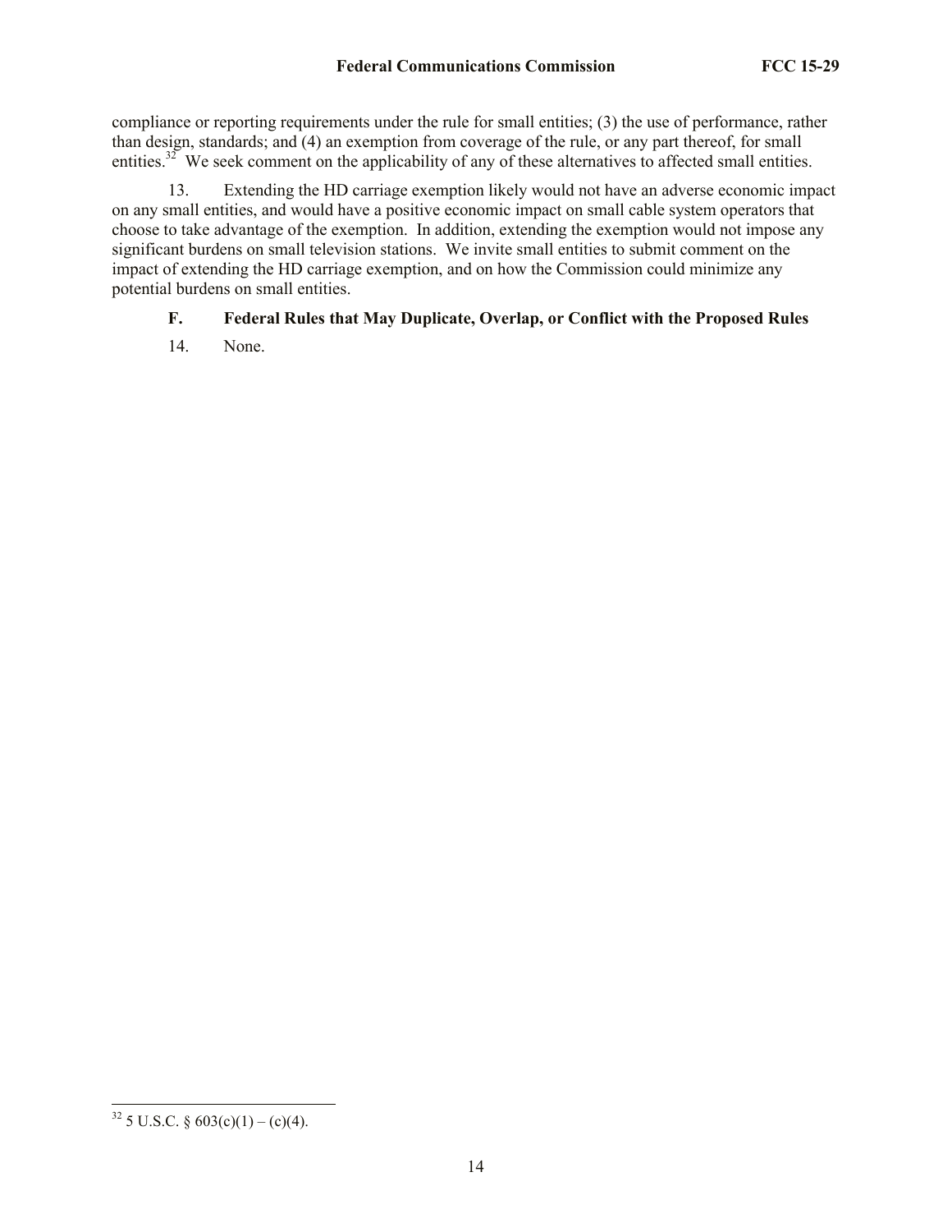compliance or reporting requirements under the rule for small entities; (3) the use of performance, rather than design, standards; and (4) an exemption from coverage of the rule, or any part thereof, for small entities.[32] We seek comment on the applicability of any of these alternatives to affected small entities.

13. Extending the HD carriage exemption likely would not have an adverse economic impact on any small entities, and would have a positive economic impact on small cable system operators that choose to take advantage of the exemption. In addition, extending the exemption would not impose any significant burdens on small television stations. We invite small entities to submit comment on the impact of extending the HD carriage exemption, and on how the Commission could minimize any potential burdens on small entities.

### F. Federal Rules that May Duplicate, Overlap, or Conflict with the Proposed Rules

14. None.

[32] 5 U.S.C. § 603(c)(1) – (c)(4).